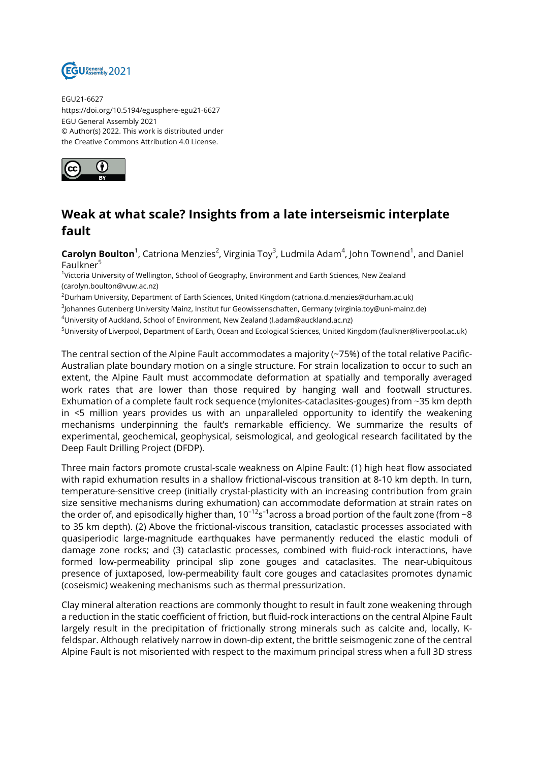EGU21-6627
https://doi.org/10.5194/egusphere-egu21-6627
EGU General Assembly 2021
© Author(s) 2022. This work is distributed under
the Creative Commons Attribution 4.0 License.

# Weak at what scale? Insights from a late interseismic interplate fault

**Carolyn Boulton**[1], Catriona Menzies[2], Virginia Toy[3], Ludmila Adam[4], John Townend[1], and Daniel Faulkner[5]

[1]Victoria University of Wellington, School of Geography, Environment and Earth Sciences, New Zealand (carolyn.boulton@vuw.ac.nz)
[2]Durham University, Department of Earth Sciences, United Kingdom (catriona.d.menzies@durham.ac.uk)
[3]Johannes Gutenberg University Mainz, Institut fur Geowissenschaften, Germany (virginia.toy@uni-mainz.de)
[4]University of Auckland, School of Environment, New Zealand (l.adam@auckland.ac.nz)
[5]University of Liverpool, Department of Earth, Ocean and Ecological Sciences, United Kingdom (faulkner@liverpool.ac.uk)

The central section of the Alpine Fault accommodates a majority (~75%) of the total relative Pacific-Australian plate boundary motion on a single structure. For strain localization to occur to such an extent, the Alpine Fault must accommodate deformation at spatially and temporally averaged work rates that are lower than those required by hanging wall and footwall structures. Exhumation of a complete fault rock sequence (mylonites-cataclasites-gouges) from ~35 km depth in <5 million years provides us with an unparalleled opportunity to identify the weakening mechanisms underpinning the fault's remarkable efficiency. We summarize the results of experimental, geochemical, geophysical, seismological, and geological research facilitated by the Deep Fault Drilling Project (DFDP).

Three main factors promote crustal-scale weakness on Alpine Fault: (1) high heat flow associated with rapid exhumation results in a shallow frictional-viscous transition at 8-10 km depth. In turn, temperature-sensitive creep (initially crystal-plasticity with an increasing contribution from grain size sensitive mechanisms during exhumation) can accommodate deformation at strain rates on the order of, and episodically higher than, $10^{-12}s^{-1}$ across a broad portion of the fault zone (from ~8 to 35 km depth). (2) Above the frictional-viscous transition, cataclastic processes associated with quasiperiodic large-magnitude earthquakes have permanently reduced the elastic moduli of damage zone rocks; and (3) cataclastic processes, combined with fluid-rock interactions, have formed low-permeability principal slip zone gouges and cataclasites. The near-ubiquitous presence of juxtaposed, low-permeability fault core gouges and cataclasites promotes dynamic (coseismic) weakening mechanisms such as thermal pressurization.

Clay mineral alteration reactions are commonly thought to result in fault zone weakening through a reduction in the static coefficient of friction, but fluid-rock interactions on the central Alpine Fault largely result in the precipitation of frictionally strong minerals such as calcite and, locally, K-feldspar. Although relatively narrow in down-dip extent, the brittle seismogenic zone of the central Alpine Fault is not misoriented with respect to the maximum principal stress when a full 3D stress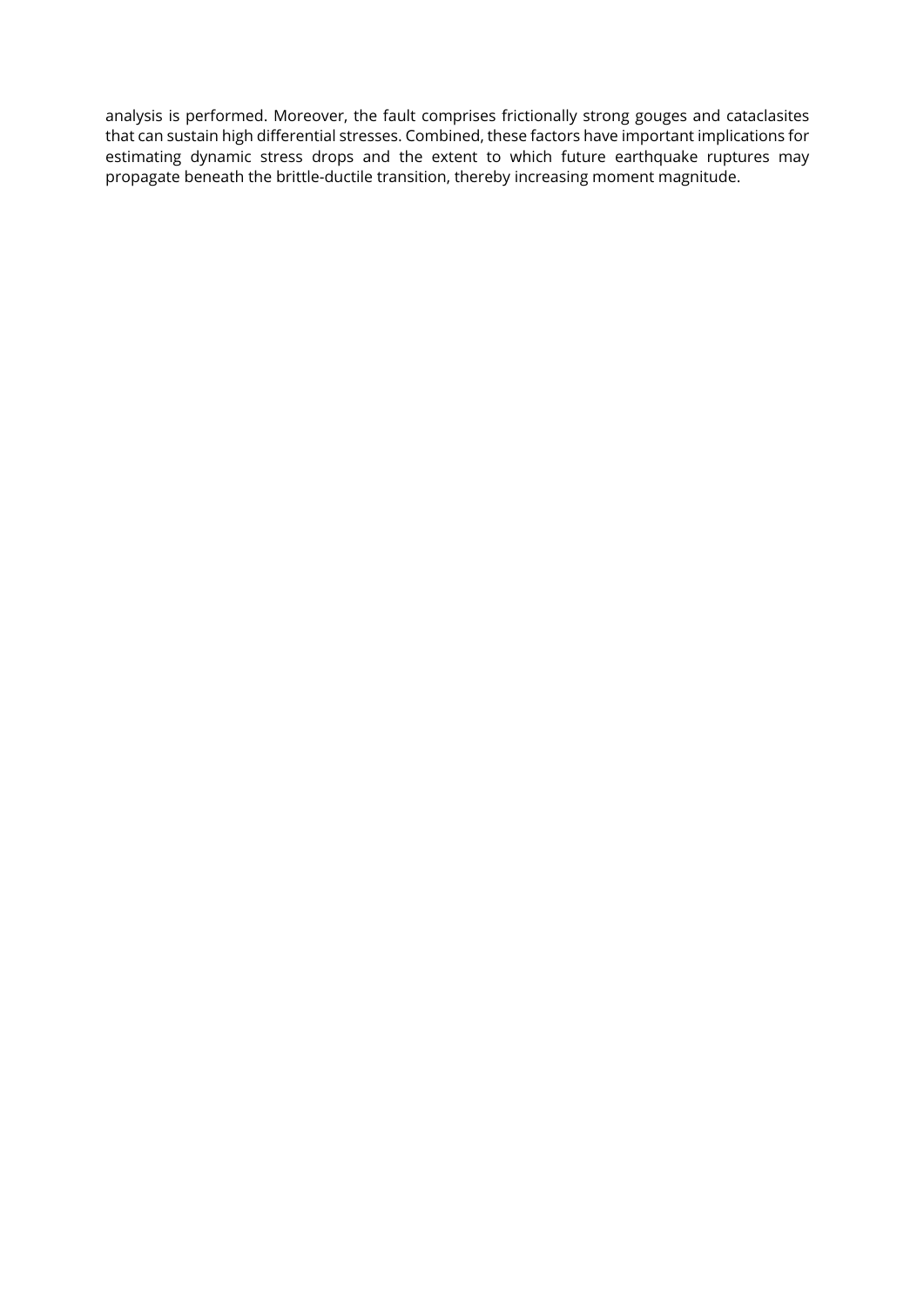analysis is performed. Moreover, the fault comprises frictionally strong gouges and cataclasites that can sustain high differential stresses. Combined, these factors have important implications for estimating dynamic stress drops and the extent to which future earthquake ruptures may propagate beneath the brittle-ductile transition, thereby increasing moment magnitude.